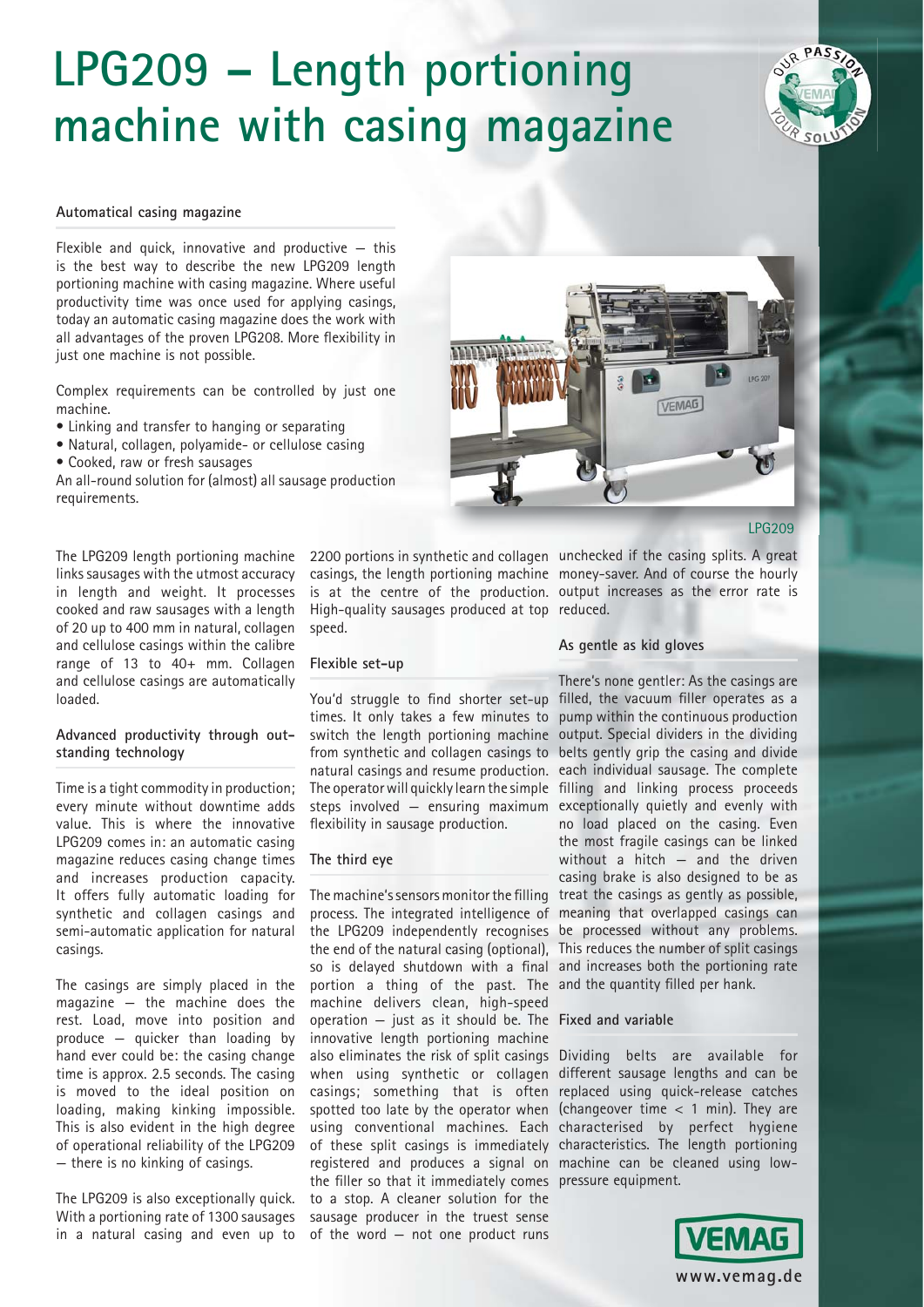# LPG209 – Length portioning machine with casing magazine

### Automatical casing magazine

Flexible and quick, innovative and productive – this is the best way to describe the new LPG209 length portioning machine with casing magazine. Where useful productivity time was once used for applying casings, today an automatic casing magazine does the work with all advantages of the proven LPG208. More flexibility in just one machine is not possible.

Complex requirements can be controlled by just one machine.

- Linking and transfer to hanging or separating
- Natural, collagen, polyamide- or cellulose casing
- Cooked, raw or fresh sausages

An all-round solution for (almost) all sausage production requirements.

LPG209

The LPG209 length portioning machine links sausages with the utmost accuracy in length and weight. It processes cooked and raw sausages with a length of 20 up to 400 mm in natural, collagen and cellulose casings within the calibre range of 13 to 40+ mm. Collagen and cellulose casings are automatically loaded.

### Advanced productivity through outstanding technology

Time is a tight commodity in production; every minute without downtime adds value. This is where the innovative LPG209 comes in: an automatic casing magazine reduces casing change times and increases production capacity. It offers fully automatic loading for synthetic and collagen casings and semi-automatic application for natural casings.

The casings are simply placed in the magazine – the machine does the rest. Load, move into position and produce – quicker than loading by hand ever could be: the casing change time is approx. 2.5 seconds. The casing is moved to the ideal position on loading, making kinking impossible. This is also evident in the high degree of operational reliability of the LPG209 – there is no kinking of casings.

The LPG209 is also exceptionally quick. With a portioning rate of 1300 sausages in a natural casing and even up to 2200 portions in synthetic and collagen casings, the length portioning machine is at the centre of the production. High-quality sausages produced at top speed.

### Flexible set-up

You'd struggle to find shorter set-up times. It only takes a few minutes to switch the length portioning machine from synthetic and collagen casings to natural casings and resume production. The operator will quickly learn the simple steps involved – ensuring maximum flexibility in sausage production.

### The third eye

The machine's sensors monitor the filling process. The integrated intelligence of the LPG209 independently recognises the end of the natural casing (optional), so is delayed shutdown with a final portion a thing of the past. The machine delivers clean, high-speed operation – just as it should be. The innovative length portioning machine also eliminates the risk of split casings when using synthetic or collagen casings; something that is often spotted too late by the operator when using conventional machines. Each of these split casings is immediately registered and produces a signal on the filler so that it immediately comes to a stop. A cleaner solution for the sausage producer in the truest sense of the word – not one product runs unchecked if the casing splits. A great money-saver. And of course the hourly output increases as the error rate is reduced.

### As gentle as kid gloves

There's none gentler: As the casings are filled, the vacuum filler operates as a pump within the continuous production output. Special dividers in the dividing belts gently grip the casing and divide each individual sausage. The complete filling and linking process proceeds exceptionally quietly and evenly with no load placed on the casing. Even the most fragile casings can be linked without a hitch – and the driven casing brake is also designed to be as treat the casings as gently as possible, meaning that overlapped casings can be processed without any problems. This reduces the number of split casings and increases both the portioning rate and the quantity filled per hank.

### Fixed and variable

Dividing belts are available for different sausage lengths and can be replaced using quick-release catches (changeover time < 1 min). They are characterised by perfect hygiene characteristics. The length portioning machine can be cleaned using low-pressure equipment.

www.vemag.de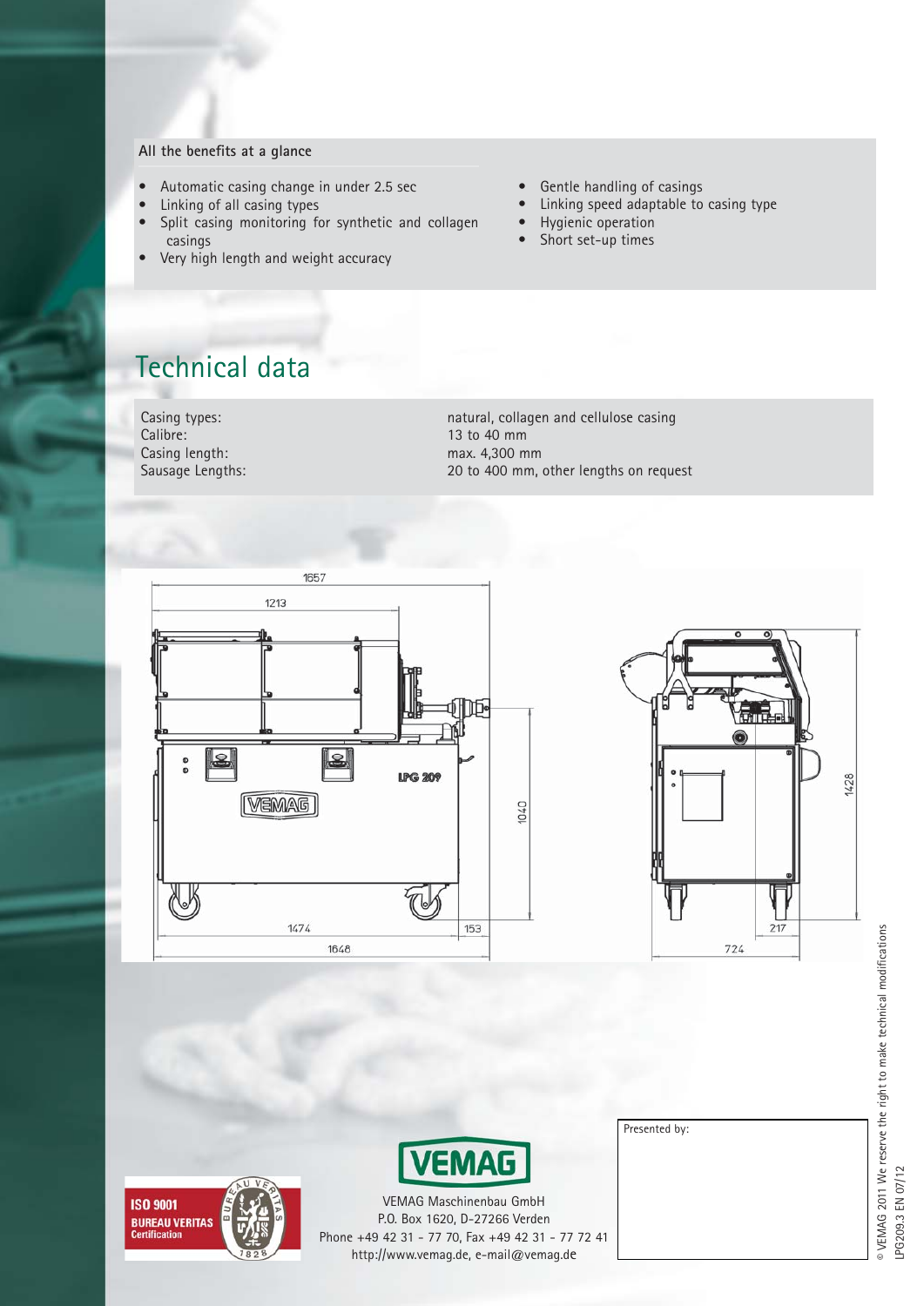### All the benefits at a glance

- Automatic casing change in under 2.5 sec
- Linking of all casing types
- Split casing monitoring for synthetic and collagen casings
- Very high length and weight accuracy
- Gentle handling of casings
- Linking speed adaptable to casing type
- Hygienic operation
- Short set-up times

## Technical data

| | |
|---|---|
| Casing types: | natural, collagen and cellulose casing |
| Calibre: | 13 to 40 mm |
| Casing length: | max. 4,300 mm |
| Sausage Lengths: | 20 to 400 mm, other lengths on request |

1657
1213
LPG 209
VEMAG
1040
1474
153
1648
1428
217
724

ISO 9001
BUREAU VERITAS
Certification

VEMAG

VEMAG Maschinenbau GmbH
P.O. Box 1620, D-27266 Verden
Phone +49 42 31 - 77 70, Fax +49 42 31 - 77 72 41
http://www.vemag.de, e-mail@vemag.de

Presented by:

© VEMAG 2011 We reserve the right to make technical modifications
LPG209.3 EN 07/12